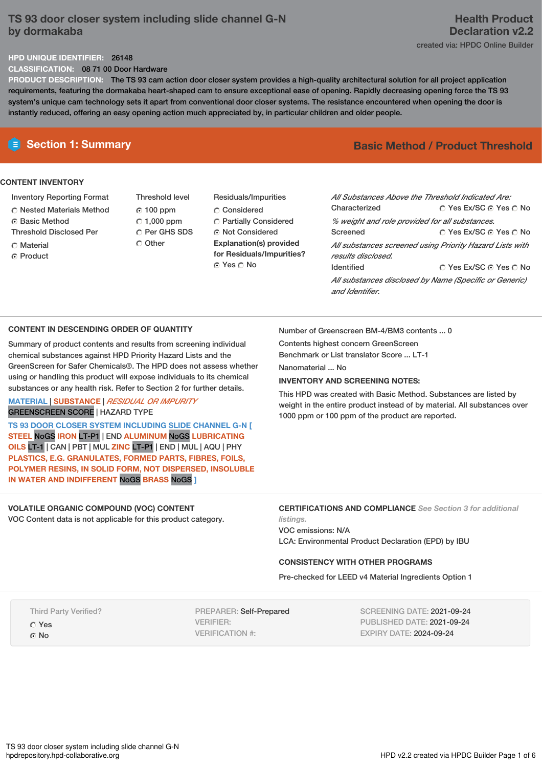# TS 93 door closer system including slide channel G-N by dormakaba

**Health Product Declaration v2.2**

created via: HPDC Online Builder

**HPD UNIQUE IDENTIFIER:** 26148

**CLASSIFICATION:** 08 71 00 Door Hardware

**PRODUCT DESCRIPTION:** The TS 93 cam action door closer system provides a high-quality architectural solution for all project application requirements, featuring the dormakaba heart-shaped cam to ensure exceptional ease of opening. Rapidly decreasing opening force the TS 93 system's unique cam technology sets it apart from conventional door closer systems. The resistance encountered when opening the door is instantly reduced, offering an easy opening action much appreciated by, in particular children and older people.

## Section 1: Summary

**Basic Method / Product Threshold**

### CONTENT INVENTORY

**Inventory Reporting Format**
- ○ Nested Materials Method
- ● Basic Method

**Threshold Disclosed Per**
- ○ Material
- ● Product

**Threshold level**
- ● 100 ppm
- ○ 1,000 ppm
- ○ Per GHS SDS
- ○ Other

**Residuals/Impurities**
- ○ Considered
- ○ Partially Considered
- ● Not Considered

**Explanation(s) provided for Residuals/Impurities?**
● Yes ○ No

*All Substances Above the Threshold Indicated Are:*

Characterized ○ Yes Ex/SC ● Yes ○ No
*% weight and role provided for all substances.*

Screened ○ Yes Ex/SC ● Yes ○ No
*All substances screened using Priority Hazard Lists with results disclosed.*

Identified ○ Yes Ex/SC ● Yes ○ No
*All substances disclosed by Name (Specific or Generic) and Identifier.*

### CONTENT IN DESCENDING ORDER OF QUANTITY

Summary of product contents and results from screening individual chemical substances against HPD Priority Hazard Lists and the GreenScreen for Safer Chemicals®. The HPD does not assess whether using or handling this product will expose individuals to its chemical substances or any health risk. Refer to Section 2 for further details.

MATERIAL | SUBSTANCE | *RESIDUAL OR IMPURITY*
GREENSCREEN SCORE | HAZARD TYPE

**TS 93 DOOR CLOSER SYSTEM INCLUDING SLIDE CHANNEL G-N [ STEEL** NoGS **IRON** LT-P1 | END **ALUMINUM** NoGS **LUBRICATING OILS** LT-1 | CAN | PBT | MUL **ZINC** LT-P1 | END | MUL | AQU | PHY **PLASTICS, E.G. GRANULATES, FORMED PARTS, FIBRES, FOILS, POLYMER RESINS, IN SOLID FORM, NOT DISPERSED, INSOLUBLE IN WATER AND INDIFFERENT** NoGS **BRASS** NoGS **]**

Number of Greenscreen BM-4/BM3 contents ... 0

Contents highest concern GreenScreen Benchmark or List translator Score ... LT-1

Nanomaterial ... No

**INVENTORY AND SCREENING NOTES:**

This HPD was created with Basic Method. Substances are listed by weight in the entire product instead of by material. All substances over 1000 ppm or 100 ppm of the product are reported.

### VOLATILE ORGANIC COMPOUND (VOC) CONTENT

VOC Content data is not applicable for this product category.

### CERTIFICATIONS AND COMPLIANCE *See Section 3 for additional listings.*

VOC emissions: N/A

LCA: Environmental Product Declaration (EPD) by IBU

### CONSISTENCY WITH OTHER PROGRAMS

Pre-checked for LEED v4 Material Ingredients Option 1

Third Party Verified?
- ○ Yes
- ● No

PREPARER: Self-Prepared
VERIFIER:
VERIFICATION #:

SCREENING DATE: 2021-09-24
PUBLISHED DATE: 2021-09-24
EXPIRY DATE: 2024-09-24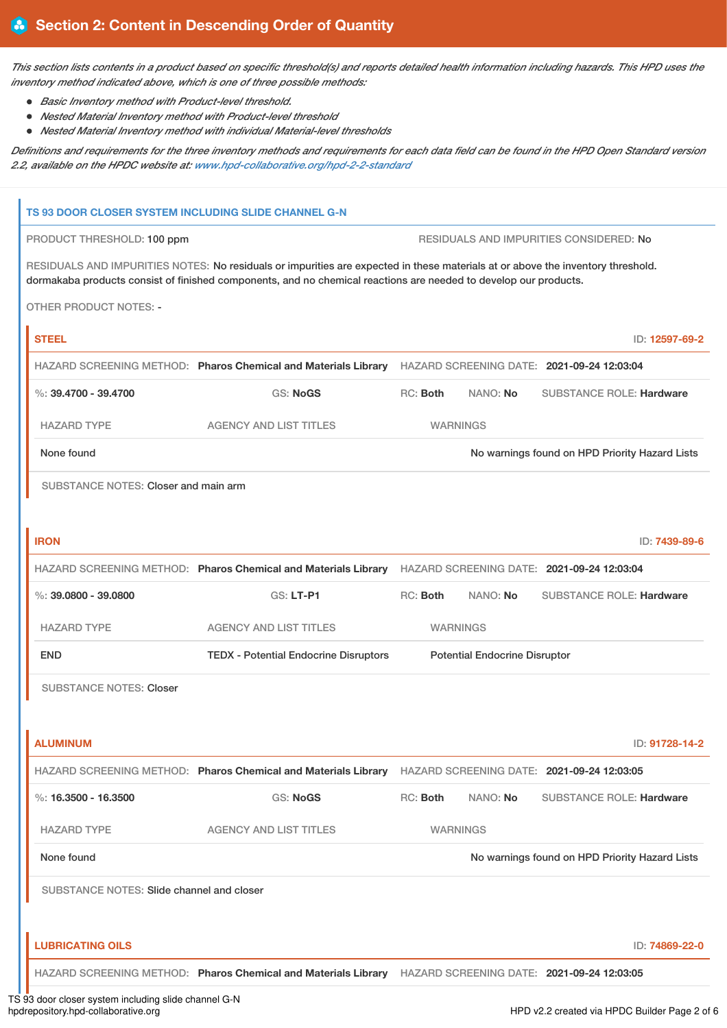## Section 2: Content in Descending Order of Quantity

*This section lists contents in a product based on specific threshold(s) and reports detailed health information including hazards. This HPD uses the inventory method indicated above, which is one of three possible methods:*

- *Basic Inventory method with Product-level threshold.*
- *Nested Material Inventory method with Product-level threshold*
- *Nested Material Inventory method with individual Material-level thresholds*

*Definitions and requirements for the three inventory methods and requirements for each data field can be found in the HPD Open Standard version 2.2, available on the HPDC website at: www.hpd-collaborative.org/hpd-2-2-standard*

### TS 93 DOOR CLOSER SYSTEM INCLUDING SLIDE CHANNEL G-N

PRODUCT THRESHOLD: 100 ppm

RESIDUALS AND IMPURITIES CONSIDERED: No

RESIDUALS AND IMPURITIES NOTES: No residuals or impurities are expected in these materials at or above the inventory threshold. dormakaba products consist of finished components, and no chemical reactions are needed to develop our products.

OTHER PRODUCT NOTES: -

#### STEEL

ID: 12597-69-2

HAZARD SCREENING METHOD: **Pharos Chemical and Materials Library** HAZARD SCREENING DATE: **2021-09-24 12:03:04**

%: **39.4700 - 39.4700** GS: **NoGS** RC: **Both** NANO: **No** SUBSTANCE ROLE: **Hardware**

| HAZARD TYPE | AGENCY AND LIST TITLES | WARNINGS |
|---|---|---|
| None found | | No warnings found on HPD Priority Hazard Lists |

SUBSTANCE NOTES: Closer and main arm

#### IRON

ID: 7439-89-6

HAZARD SCREENING METHOD: **Pharos Chemical and Materials Library** HAZARD SCREENING DATE: **2021-09-24 12:03:04**

%: **39.0800 - 39.0800** GS: **LT-P1** RC: **Both** NANO: **No** SUBSTANCE ROLE: **Hardware**

| HAZARD TYPE | AGENCY AND LIST TITLES | WARNINGS |
|---|---|---|
| END | TEDX - Potential Endocrine Disruptors | Potential Endocrine Disruptor |

SUBSTANCE NOTES: Closer

#### ALUMINUM

ID: 91728-14-2

HAZARD SCREENING METHOD: **Pharos Chemical and Materials Library** HAZARD SCREENING DATE: **2021-09-24 12:03:05**

%: **16.3500 - 16.3500** GS: **NoGS** RC: **Both** NANO: **No** SUBSTANCE ROLE: **Hardware**

| HAZARD TYPE | AGENCY AND LIST TITLES | WARNINGS |
|---|---|---|
| None found | | No warnings found on HPD Priority Hazard Lists |

SUBSTANCE NOTES: Slide channel and closer

#### LUBRICATING OILS

ID: 74869-22-0

HAZARD SCREENING METHOD: **Pharos Chemical and Materials Library** HAZARD SCREENING DATE: **2021-09-24 12:03:05**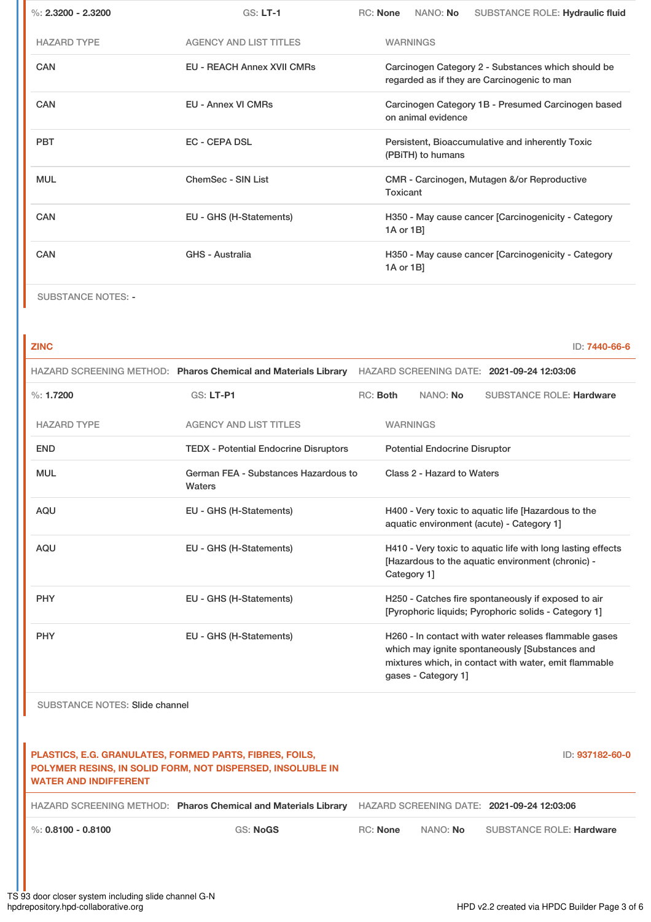%: **2.3200 - 2.3200** GS: **LT-1** RC: **None** NANO: **No** SUBSTANCE ROLE: **Hydraulic fluid**

| HAZARD TYPE | AGENCY AND LIST TITLES | WARNINGS |
| --- | --- | --- |
| CAN | EU - REACH Annex XVII CMRs | Carcinogen Category 2 - Substances which should be regarded as if they are Carcinogenic to man |
| CAN | EU - Annex VI CMRs | Carcinogen Category 1B - Presumed Carcinogen based on animal evidence |
| PBT | EC - CEPA DSL | Persistent, Bioaccumulative and inherently Toxic (PBiTH) to humans |
| MUL | ChemSec - SIN List | CMR - Carcinogen, Mutagen &/or Reproductive Toxicant |
| CAN | EU - GHS (H-Statements) | H350 - May cause cancer [Carcinogenicity - Category 1A or 1B] |
| CAN | GHS - Australia | H350 - May cause cancer [Carcinogenicity - Category 1A or 1B] |

SUBSTANCE NOTES: -

## ZINC

ID: **7440-66-6**

HAZARD SCREENING METHOD: **Pharos Chemical and Materials Library** HAZARD SCREENING DATE: **2021-09-24 12:03:06**

%: **1.7200** GS: **LT-P1** RC: **Both** NANO: **No** SUBSTANCE ROLE: **Hardware**

| HAZARD TYPE | AGENCY AND LIST TITLES | WARNINGS |
| --- | --- | --- |
| END | TEDX - Potential Endocrine Disruptors | Potential Endocrine Disruptor |
| MUL | German FEA - Substances Hazardous to Waters | Class 2 - Hazard to Waters |
| AQU | EU - GHS (H-Statements) | H400 - Very toxic to aquatic life [Hazardous to the aquatic environment (acute) - Category 1] |
| AQU | EU - GHS (H-Statements) | H410 - Very toxic to aquatic life with long lasting effects [Hazardous to the aquatic environment (chronic) - Category 1] |
| PHY | EU - GHS (H-Statements) | H250 - Catches fire spontaneously if exposed to air [Pyrophoric liquids; Pyrophoric solids - Category 1] |
| PHY | EU - GHS (H-Statements) | H260 - In contact with water releases flammable gases which may ignite spontaneously [Substances and mixtures which, in contact with water, emit flammable gases - Category 1] |

SUBSTANCE NOTES: Slide channel

## PLASTICS, E.G. GRANULATES, FORMED PARTS, FIBRES, FOILS, POLYMER RESINS, IN SOLID FORM, NOT DISPERSED, INSOLUBLE IN WATER AND INDIFFERENT

ID: **937182-60-0**

HAZARD SCREENING METHOD: **Pharos Chemical and Materials Library** HAZARD SCREENING DATE: **2021-09-24 12:03:06**

%: **0.8100 - 0.8100** GS: **NoGS** RC: **None** NANO: **No** SUBSTANCE ROLE: **Hardware**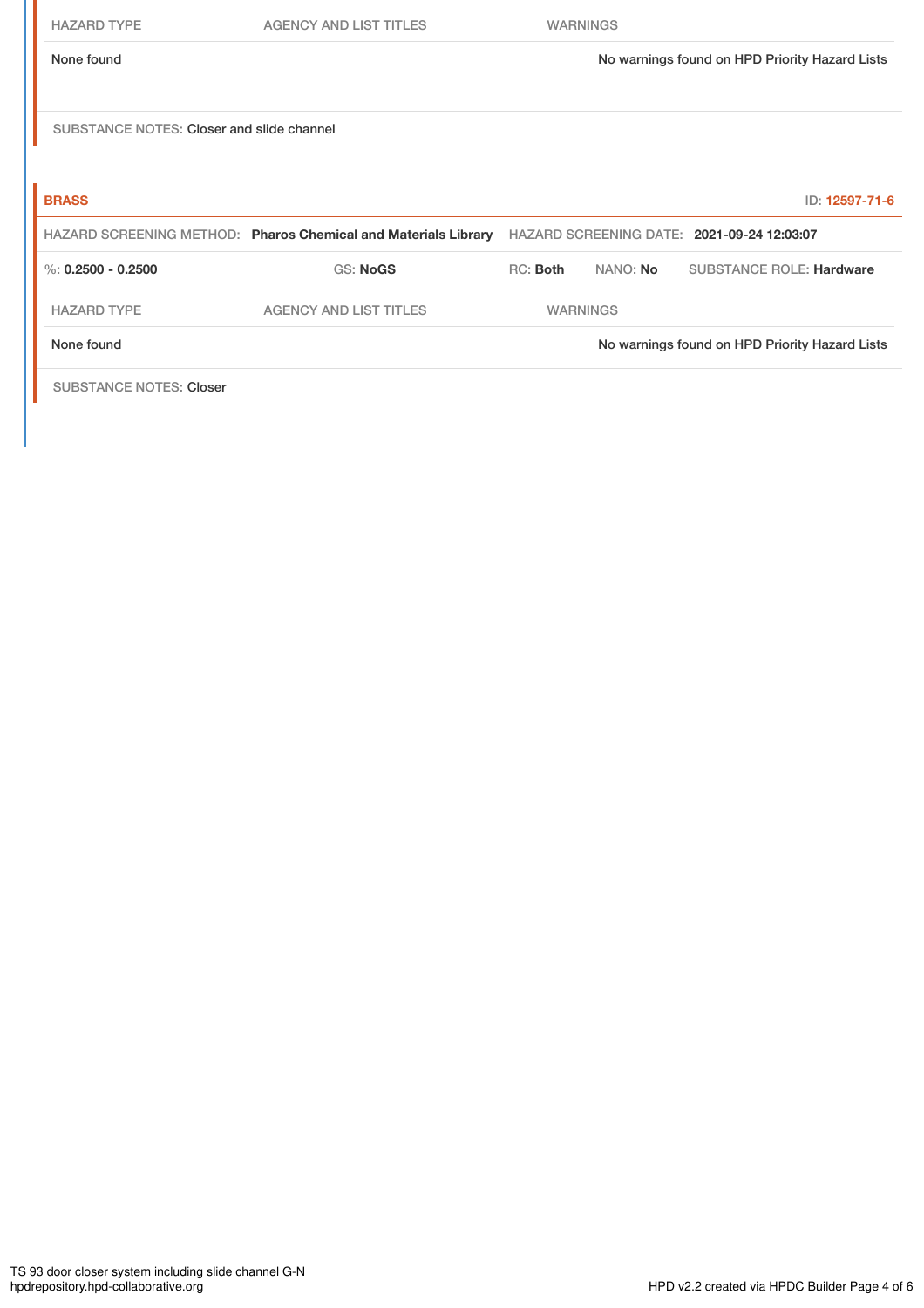| HAZARD TYPE | AGENCY AND LIST TITLES | WARNINGS |
| --- | --- | --- |
| None found | | No warnings found on HPD Priority Hazard Lists |

SUBSTANCE NOTES: Closer and slide channel

**BRASS** ID: 12597-71-6

HAZARD SCREENING METHOD: **Pharos Chemical and Materials Library** HAZARD SCREENING DATE: **2021-09-24 12:03:07**

%: **0.2500 - 0.2500** GS: **NoGS** RC: **Both** NANO: **No** SUBSTANCE ROLE: **Hardware**

| HAZARD TYPE | AGENCY AND LIST TITLES | WARNINGS |
| --- | --- | --- |
| None found | | No warnings found on HPD Priority Hazard Lists |

SUBSTANCE NOTES: Closer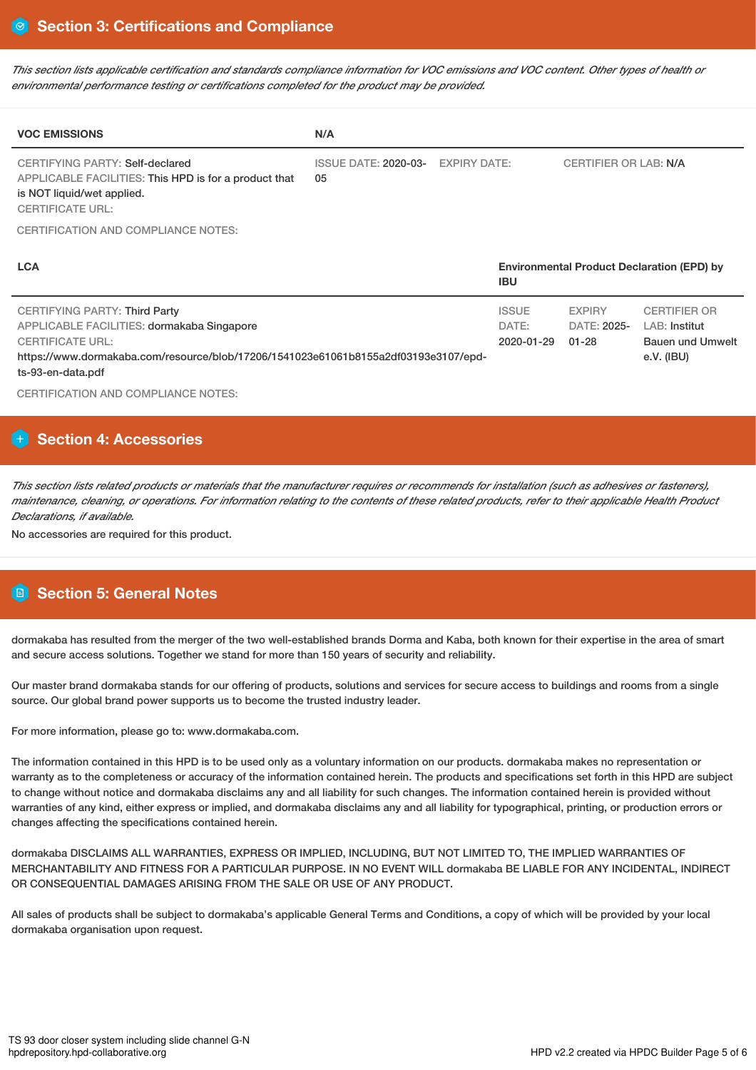## Section 3: Certifications and Compliance

*This section lists applicable certification and standards compliance information for VOC emissions and VOC content. Other types of health or environmental performance testing or certifications completed for the product may be provided.*

| VOC EMISSIONS | N/A | | |
|---|---|---|---|
| CERTIFYING PARTY: Self-declared<br>APPLICABLE FACILITIES: This HPD is for a product that is NOT liquid/wet applied.<br>CERTIFICATE URL: | ISSUE DATE: 2020-03-05 | EXPIRY DATE: | CERTIFIER OR LAB: N/A |

CERTIFICATION AND COMPLIANCE NOTES:

| LCA | Environmental Product Declaration (EPD) by IBU | | |
|---|---|---|---|
| CERTIFYING PARTY: Third Party<br>APPLICABLE FACILITIES: dormakaba Singapore<br>CERTIFICATE URL:<br>https://www.dormakaba.com/resource/blob/17206/1541023e61061b8155a2df03193e3107/epd-ts-93-en-data.pdf | ISSUE DATE: 2020-01-29 | EXPIRY DATE: 2025-01-28 | CERTIFIER OR LAB: Institut Bauen und Umwelt e.V. (IBU) |

CERTIFICATION AND COMPLIANCE NOTES:

## Section 4: Accessories

*This section lists related products or materials that the manufacturer requires or recommends for installation (such as adhesives or fasteners), maintenance, cleaning, or operations. For information relating to the contents of these related products, refer to their applicable Health Product Declarations, if available.*

No accessories are required for this product.

## Section 5: General Notes

dormakaba has resulted from the merger of the two well-established brands Dorma and Kaba, both known for their expertise in the area of smart and secure access solutions. Together we stand for more than 150 years of security and reliability.

Our master brand dormakaba stands for our offering of products, solutions and services for secure access to buildings and rooms from a single source. Our global brand power supports us to become the trusted industry leader.

For more information, please go to: www.dormakaba.com.

The information contained in this HPD is to be used only as a voluntary information on our products. dormakaba makes no representation or warranty as to the completeness or accuracy of the information contained herein. The products and specifications set forth in this HPD are subject to change without notice and dormakaba disclaims any and all liability for such changes. The information contained herein is provided without warranties of any kind, either express or implied, and dormakaba disclaims any and all liability for typographical, printing, or production errors or changes affecting the specifications contained herein.

dormakaba DISCLAIMS ALL WARRANTIES, EXPRESS OR IMPLIED, INCLUDING, BUT NOT LIMITED TO, THE IMPLIED WARRANTIES OF MERCHANTABILITY AND FITNESS FOR A PARTICULAR PURPOSE. IN NO EVENT WILL dormakaba BE LIABLE FOR ANY INCIDENTAL, INDIRECT OR CONSEQUENTIAL DAMAGES ARISING FROM THE SALE OR USE OF ANY PRODUCT.

All sales of products shall be subject to dormakaba's applicable General Terms and Conditions, a copy of which will be provided by your local dormakaba organisation upon request.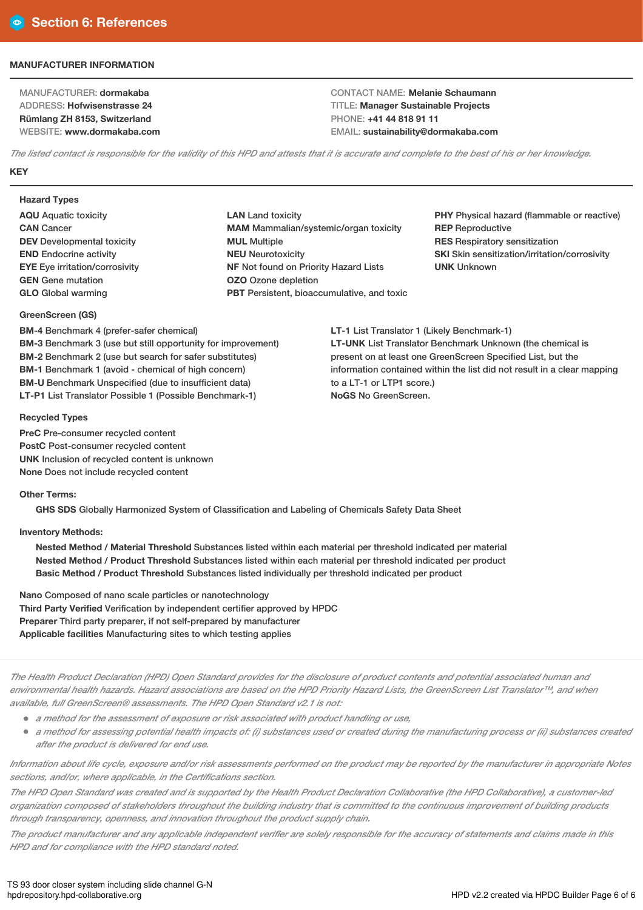## Section 6: References

### MANUFACTURER INFORMATION

MANUFACTURER: **dormakaba**
ADDRESS: **Hofwisenstrasse 24**
**Rümlang ZH 8153, Switzerland**
WEBSITE: **www.dormakaba.com**

CONTACT NAME: **Melanie Schaumann**
TITLE: **Manager Sustainable Projects**
PHONE: **+41 44 818 91 11**
EMAIL: **sustainability@dormakaba.com**

*The listed contact is responsible for the validity of this HPD and attests that it is accurate and complete to the best of his or her knowledge.*

### KEY

**Hazard Types**

**AQU** Aquatic toxicity
**CAN** Cancer
**DEV** Developmental toxicity
**END** Endocrine activity
**EYE** Eye irritation/corrosivity
**GEN** Gene mutation
**GLO** Global warming
**LAN** Land toxicity
**MAM** Mammalian/systemic/organ toxicity
**MUL** Multiple
**NEU** Neurotoxicity
**NF** Not found on Priority Hazard Lists
**OZO** Ozone depletion
**PBT** Persistent, bioaccumulative, and toxic
**PHY** Physical hazard (flammable or reactive)
**REP** Reproductive
**RES** Respiratory sensitization
**SKI** Skin sensitization/irritation/corrosivity
**UNK** Unknown

**GreenScreen (GS)**

**BM-4** Benchmark 4 (prefer-safer chemical)
**BM-3** Benchmark 3 (use but still opportunity for improvement)
**BM-2** Benchmark 2 (use but search for safer substitutes)
**BM-1** Benchmark 1 (avoid - chemical of high concern)
**BM-U** Benchmark Unspecified (due to insufficient data)
**LT-P1** List Translator Possible 1 (Possible Benchmark-1)
**LT-1** List Translator 1 (Likely Benchmark-1)
**LT-UNK** List Translator Benchmark Unknown (the chemical is present on at least one GreenScreen Specified List, but the information contained within the list did not result in a clear mapping to a LT-1 or LTP1 score.)
**NoGS** No GreenScreen.

**Recycled Types**

**PreC** Pre-consumer recycled content
**PostC** Post-consumer recycled content
**UNK** Inclusion of recycled content is unknown
**None** Does not include recycled content

**Other Terms:**

**GHS SDS** Globally Harmonized System of Classification and Labeling of Chemicals Safety Data Sheet

**Inventory Methods:**

**Nested Method / Material Threshold** Substances listed within each material per threshold indicated per material
**Nested Method / Product Threshold** Substances listed within each material per threshold indicated per product
**Basic Method / Product Threshold** Substances listed individually per threshold indicated per product

**Nano** Composed of nano scale particles or nanotechnology
**Third Party Verified** Verification by independent certifier approved by HPDC
**Preparer** Third party preparer, if not self-prepared by manufacturer
**Applicable facilities** Manufacturing sites to which testing applies

*The Health Product Declaration (HPD) Open Standard provides for the disclosure of product contents and potential associated human and environmental health hazards. Hazard associations are based on the HPD Priority Hazard Lists, the GreenScreen List Translator™, and when available, full GreenScreen® assessments. The HPD Open Standard v2.1 is not:*

- *a method for the assessment of exposure or risk associated with product handling or use,*
- *a method for assessing potential health impacts of: (i) substances used or created during the manufacturing process or (ii) substances created after the product is delivered for end use.*

*Information about life cycle, exposure and/or risk assessments performed on the product may be reported by the manufacturer in appropriate Notes sections, and/or, where applicable, in the Certifications section.*

*The HPD Open Standard was created and is supported by the Health Product Declaration Collaborative (the HPD Collaborative), a customer-led organization composed of stakeholders throughout the building industry that is committed to the continuous improvement of building products through transparency, openness, and innovation throughout the product supply chain.*

*The product manufacturer and any applicable independent verifier are solely responsible for the accuracy of statements and claims made in this HPD and for compliance with the HPD standard noted.*